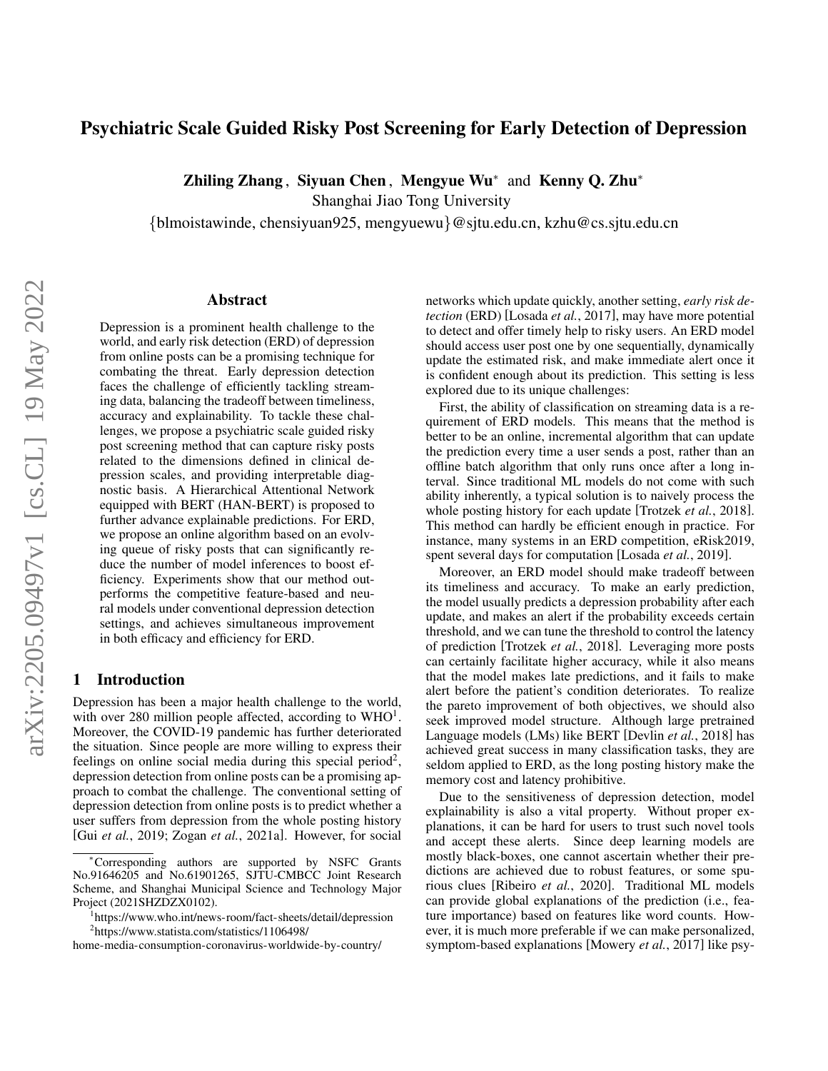# Psychiatric Scale Guided Risky Post Screening for Early Detection of Depression

**Zhiling Zhang**, **Siyuan Chen**, **Mengyue Wu*** and **Kenny Q. Zhu***

Shanghai Jiao Tong University

{blmoistawinde, chensiyuan925, mengyuewu}@sjtu.edu.cn, kzhu@cs.sjtu.edu.cn

## Abstract

Depression is a prominent health challenge to the world, and early risk detection (ERD) of depression from online posts can be a promising technique for combating the threat. Early depression detection faces the challenge of efficiently tackling streaming data, balancing the tradeoff between timeliness, accuracy and explainability. To tackle these challenges, we propose a psychiatric scale guided risky post screening method that can capture risky posts related to the dimensions defined in clinical depression scales, and providing interpretable diagnostic basis. A Hierarchical Attentional Network equipped with BERT (HAN-BERT) is proposed to further advance explainable predictions. For ERD, we propose an online algorithm based on an evolving queue of risky posts that can significantly reduce the number of model inferences to boost efficiency. Experiments show that our method outperforms the competitive feature-based and neural models under conventional depression detection settings, and achieves simultaneous improvement in both efficacy and efficiency for ERD.

## 1 Introduction

Depression has been a major health challenge to the world, with over 280 million people affected, according to WHO[1]. Moreover, the COVID-19 pandemic has further deteriorated the situation. Since people are more willing to express their feelings on online social media during this special period[2], depression detection from online posts can be a promising approach to combat the challenge. The conventional setting of depression detection from online posts is to predict whether a user suffers from depression from the whole posting history [Gui *et al.*, 2019; Zogan *et al.*, 2021a]. However, for social networks which update quickly, another setting, *early risk detection* (ERD) [Losada *et al.*, 2017], may have more potential to detect and offer timely help to risky users. An ERD model should access user post one by one sequentially, dynamically update the estimated risk, and make immediate alert once it is confident enough about its prediction. This setting is less explored due to its unique challenges:

First, the ability of classification on streaming data is a requirement of ERD models. This means that the method is better to be an online, incremental algorithm that can update the prediction every time a user sends a post, rather than an offline batch algorithm that only runs once after a long interval. Since traditional ML models do not come with such ability inherently, a typical solution is to naively process the whole posting history for each update [Trotzek *et al.*, 2018]. This method can hardly be efficient enough in practice. For instance, many systems in an ERD competition, eRisk2019, spent several days for computation [Losada *et al.*, 2019].

Moreover, an ERD model should make tradeoff between its timeliness and accuracy. To make an early prediction, the model usually predicts a depression probability after each update, and makes an alert if the probability exceeds certain threshold, and we can tune the threshold to control the latency of prediction [Trotzek *et al.*, 2018]. Leveraging more posts can certainly facilitate higher accuracy, while it also means that the model makes late predictions, and it fails to make alert before the patient's condition deteriorates. To realize the pareto improvement of both objectives, we should also seek improved model structure. Although large pretrained Language models (LMs) like BERT [Devlin *et al.*, 2018] has achieved great success in many classification tasks, they are seldom applied to ERD, as the long posting history make the memory cost and latency prohibitive.

Due to the sensitiveness of depression detection, model explainability is also a vital property. Without proper explanations, it can be hard for users to trust such novel tools and accept these alerts. Since deep learning models are mostly black-boxes, one cannot ascertain whether their predictions are achieved due to robust features, or some spurious clues [Ribeiro *et al.*, 2020]. Traditional ML models can provide global explanations of the prediction (i.e., feature importance) based on features like word counts. However, it is much more preferable if we can make personalized, symptom-based explanations [Mowery *et al.*, 2017] like psy-

*Corresponding authors are supported by NSFC Grants No.91646205 and No.61901265, SJTU-CMBCC Joint Research Scheme, and Shanghai Municipal Science and Technology Major Project (2021SHZDZX0102).

[1]https://www.who.int/news-room/fact-sheets/detail/depression

[2]https://www.statista.com/statistics/1106498/home-media-consumption-coronavirus-worldwide-by-country/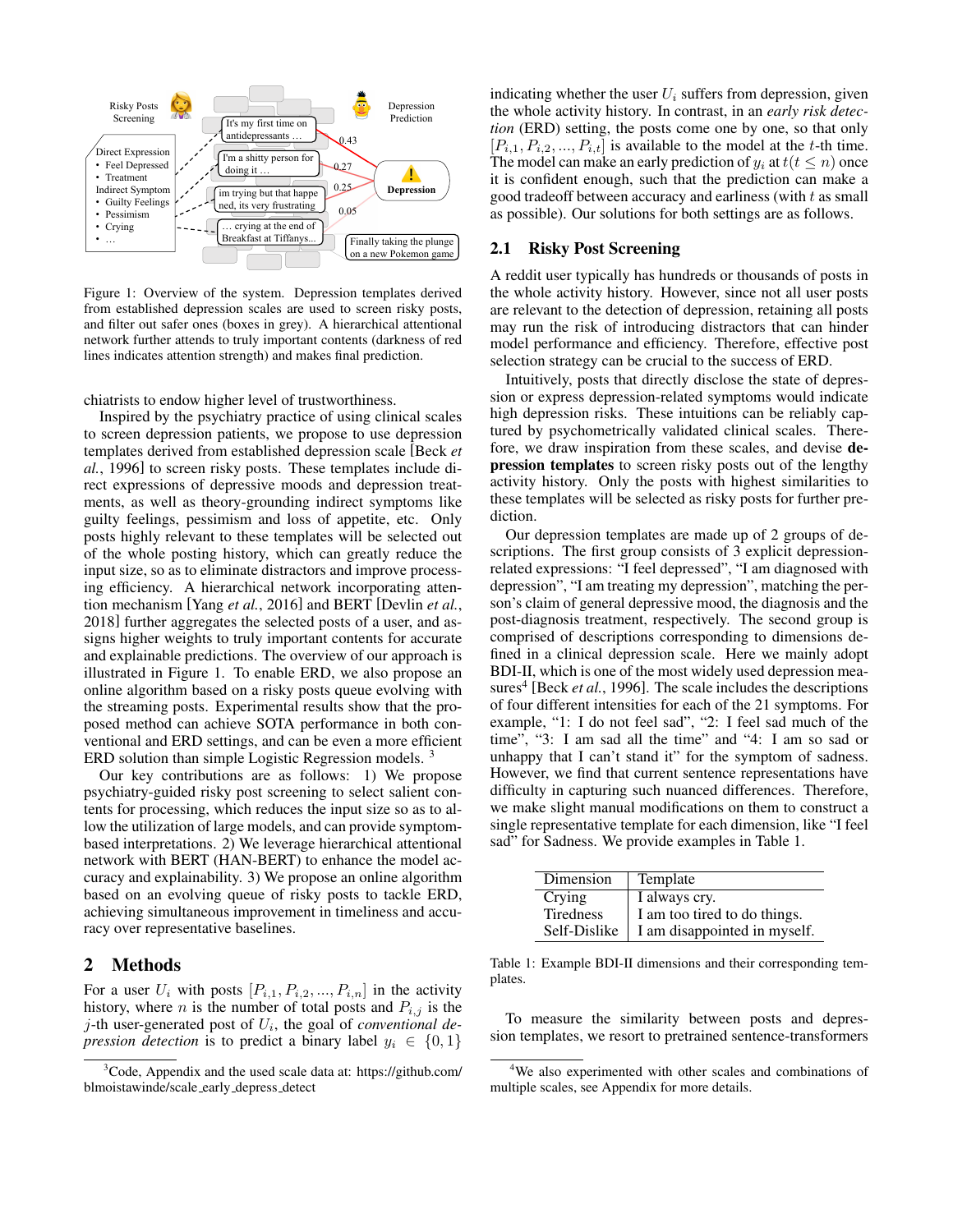Figure 1: Overview of the system. Depression templates derived from established depression scales are used to screen risky posts, and filter out safer ones (boxes in grey). A hierarchical attentional network further attends to truly important contents (darkness of red lines indicates attention strength) and makes final prediction.

chiatrists to endow higher level of trustworthiness.

Inspired by the psychiatry practice of using clinical scales to screen depression patients, we propose to use depression templates derived from established depression scale [Beck *et al.*, 1996] to screen risky posts. These templates include direct expressions of depressive moods and depression treatments, as well as theory-grounding indirect symptoms like guilty feelings, pessimism and loss of appetite, etc. Only posts highly relevant to these templates will be selected out of the whole posting history, which can greatly reduce the input size, so as to eliminate distractors and improve processing efficiency. A hierarchical network incorporating attention mechanism [Yang *et al.*, 2016] and BERT [Devlin *et al.*, 2018] further aggregates the selected posts of a user, and assigns higher weights to truly important contents for accurate and explainable predictions. The overview of our approach is illustrated in Figure 1. To enable ERD, we also propose an online algorithm based on a risky posts queue evolving with the streaming posts. Experimental results show that the proposed method can achieve SOTA performance in both conventional and ERD settings, and can be even a more efficient ERD solution than simple Logistic Regression models. [3]

Our key contributions are as follows: 1) We propose psychiatry-guided risky post screening to select salient contents for processing, which reduces the input size so as to allow the utilization of large models, and can provide symptom-based interpretations. 2) We leverage hierarchical attentional network with BERT (HAN-BERT) to enhance the model accuracy and explainability. 3) We propose an online algorithm based on an evolving queue of risky posts to tackle ERD, achieving simultaneous improvement in timeliness and accuracy over representative baselines.

## 2 Methods

For a user $U_i$ with posts $[P_{i,1}, P_{i,2}, ..., P_{i,n}]$ in the activity history, where $n$ is the number of total posts and $P_{i,j}$ is the $j$-th user-generated post of $U_i$, the goal of *conventional depression detection* is to predict a binary label $y_i \in \{0, 1\}$ indicating whether the user $U_i$ suffers from depression, given the whole activity history. In contrast, in an *early risk detection* (ERD) setting, the posts come one by one, so that only $[P_{i,1}, P_{i,2}, ..., P_{i,t}]$ is available to the model at the $t$-th time. The model can make an early prediction of $y_i$ at $t (t \leq n)$ once it is confident enough, such that the prediction can make a good tradeoff between accuracy and earliness (with $t$ as small as possible). Our solutions for both settings are as follows.

### 2.1 Risky Post Screening

A reddit user typically has hundreds or thousands of posts in the whole activity history. However, since not all user posts are relevant to the detection of depression, retaining all posts may run the risk of introducing distractors that can hinder model performance and efficiency. Therefore, effective post selection strategy can be crucial to the success of ERD.

Intuitively, posts that directly disclose the state of depression or express depression-related symptoms would indicate high depression risks. These intuitions can be reliably captured by psychometrically validated clinical scales. Therefore, we draw inspiration from these scales, and devise **depression templates** to screen risky posts out of the lengthy activity history. Only the posts with highest similarities to these templates will be selected as risky posts for further prediction.

Our depression templates are made up of 2 groups of descriptions. The first group consists of 3 explicit depression-related expressions: "I feel depressed", "I am diagnosed with depression", "I am treating my depression", matching the person's claim of general depressive mood, the diagnosis and the post-diagnosis treatment, respectively. The second group is comprised of descriptions corresponding to dimensions defined in a clinical depression scale. Here we mainly adopt BDI-II, which is one of the most widely used depression measures[4] [Beck *et al.*, 1996]. The scale includes the descriptions of four different intensities for each of the 21 symptoms. For example, "1: I do not feel sad", "2: I feel sad much of the time", "3: I am sad all the time" and "4: I am so sad or unhappy that I can't stand it" for the symptom of sadness. However, we find that current sentence representations have difficulty in capturing such nuanced differences. Therefore, we make slight manual modifications on them to construct a single representative template for each dimension, like "I feel sad" for Sadness. We provide examples in Table 1.

| Dimension | Template |
|---|---|
| Crying | I always cry. |
| Tiredness | I am too tired to do things. |
| Self-Dislike | I am disappointed in myself. |

Table 1: Example BDI-II dimensions and their corresponding templates.

To measure the similarity between posts and depression templates, we resort to pretrained sentence-transformers

[3] Code, Appendix and the used scale data at: https://github.com/blmoistawinde/scale_early_depress_detect

[4] We also experimented with other scales and combinations of multiple scales, see Appendix for more details.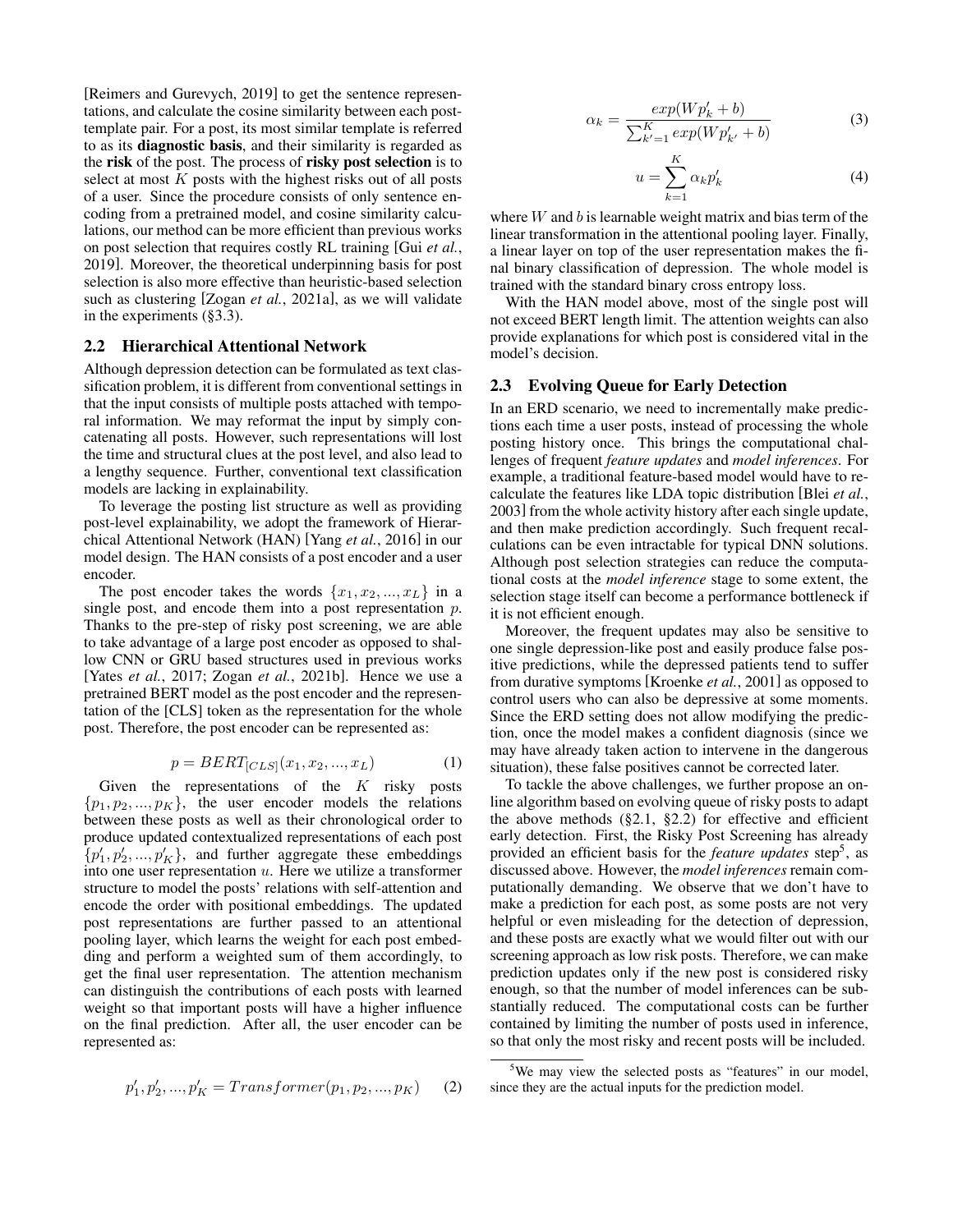[Reimers and Gurevych, 2019] to get the sentence representations, and calculate the cosine similarity between each post-template pair. For a post, its most similar template is referred to as its **diagnostic basis**, and their similarity is regarded as the **risk** of the post. The process of **risky post selection** is to select at most $K$ posts with the highest risks out of all posts of a user. Since the procedure consists of only sentence encoding from a pretrained model, and cosine similarity calculations, our method can be more efficient than previous works on post selection that requires costly RL training [Gui *et al.*, 2019]. Moreover, the theoretical underpinning basis for post selection is also more effective than heuristic-based selection such as clustering [Zogan *et al.*, 2021a], as we will validate in the experiments (§3.3).

## 2.2 Hierarchical Attentional Network

Although depression detection can be formulated as text classification problem, it is different from conventional settings in that the input consists of multiple posts attached with temporal information. We may reformat the input by simply concatenating all posts. However, such representations will lost the time and structural clues at the post level, and also lead to a lengthy sequence. Further, conventional text classification models are lacking in explainability.

To leverage the posting list structure as well as providing post-level explainability, we adopt the framework of Hierarchical Attentional Network (HAN) [Yang *et al.*, 2016] in our model design. The HAN consists of a post encoder and a user encoder.

The post encoder takes the words $\{x_1, x_2, ..., x_L\}$ in a single post, and encode them into a post representation $p$. Thanks to the pre-step of risky post screening, we are able to take advantage of a large post encoder as opposed to shallow CNN or GRU based structures used in previous works [Yates *et al.*, 2017; Zogan *et al.*, 2021b]. Hence we use a pretrained BERT model as the post encoder and the representation of the [CLS] token as the representation for the whole post. Therefore, the post encoder can be represented as:

$$p = BERT_{[CLS]}(x_1, x_2, ..., x_L) \tag{1}$$

Given the representations of the $K$ risky posts $\{p_1, p_2, ..., p_K\}$, the user encoder models the relations between these posts as well as their chronological order to produce updated contextualized representations of each post $\{p'_1, p'_2, ..., p'_K\}$, and further aggregate these embeddings into one user representation $u$. Here we utilize a transformer structure to model the posts' relations with self-attention and encode the order with positional embeddings. The updated post representations are further passed to an attentional pooling layer, which learns the weight for each post embedding and perform a weighted sum of them accordingly, to get the final user representation. The attention mechanism can distinguish the contributions of each posts with learned weight so that important posts will have a higher influence on the final prediction. After all, the user encoder can be represented as:

$$p'_1, p'_2, ..., p'_K = Transformer(p_1, p_2, ..., p_K) \tag{2}$$

$$\alpha_k = \frac{exp(Wp'_k + b)}{\sum_{k'=1}^{K} exp(Wp'_{k'} + b)} \tag{3}$$

$$u = \sum_{k=1}^{K} \alpha_k p'_k \tag{4}$$

where $W$ and $b$ is learnable weight matrix and bias term of the linear transformation in the attentional pooling layer. Finally, a linear layer on top of the user representation makes the final binary classification of depression. The whole model is trained with the standard binary cross entropy loss.

With the HAN model above, most of the single post will not exceed BERT length limit. The attention weights can also provide explanations for which post is considered vital in the model's decision.

## 2.3 Evolving Queue for Early Detection

In an ERD scenario, we need to incrementally make predictions each time a user posts, instead of processing the whole posting history once. This brings the computational challenges of frequent *feature updates* and *model inferences*. For example, a traditional feature-based model would have to recalculate the features like LDA topic distribution [Blei *et al.*, 2003] from the whole activity history after each single update, and then make prediction accordingly. Such frequent recalculations can be even intractable for typical DNN solutions. Although post selection strategies can reduce the computational costs at the *model inference* stage to some extent, the selection stage itself can become a performance bottleneck if it is not efficient enough.

Moreover, the frequent updates may also be sensitive to one single depression-like post and easily produce false positive predictions, while the depressed patients tend to suffer from durative symptoms [Kroenke *et al.*, 2001] as opposed to control users who can also be depressive at some moments. Since the ERD setting does not allow modifying the prediction, once the model makes a confident diagnosis (since we may have already taken action to intervene in the dangerous situation), these false positives cannot be corrected later.

To tackle the above challenges, we further propose an online algorithm based on evolving queue of risky posts to adapt the above methods (§2.1, §2.2) for effective and efficient early detection. First, the Risky Post Screening has already provided an efficient basis for the *feature updates* step[5], as discussed above. However, the *model inferences* remain computationally demanding. We observe that we don't have to make a prediction for each post, as some posts are not very helpful or even misleading for the detection of depression, and these posts are exactly what we would filter out with our screening approach as low risk posts. Therefore, we can make prediction updates only if the new post is considered risky enough, so that the number of model inferences can be substantially reduced. The computational costs can be further contained by limiting the number of posts used in inference, so that only the most risky and recent posts will be included.

[5]We may view the selected posts as "features" in our model, since they are the actual inputs for the prediction model.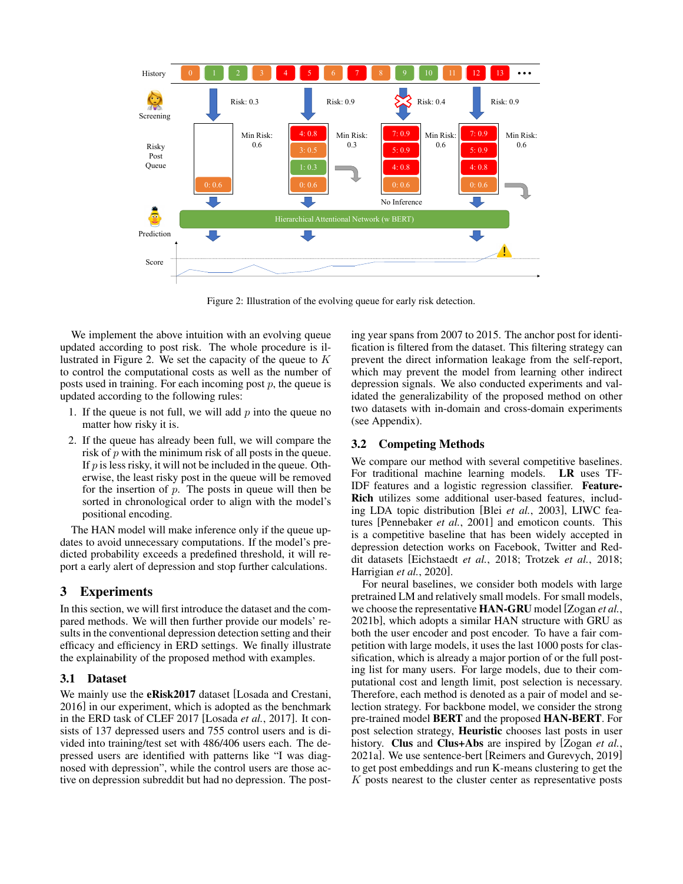Figure 2: Illustration of the evolving queue for early risk detection.

We implement the above intuition with an evolving queue updated according to post risk. The whole procedure is illustrated in Figure 2. We set the capacity of the queue to $K$ to control the computational costs as well as the number of posts used in training. For each incoming post $p$, the queue is updated according to the following rules:

1. If the queue is not full, we will add $p$ into the queue no matter how risky it is.
2. If the queue has already been full, we will compare the risk of $p$ with the minimum risk of all posts in the queue. If $p$ is less risky, it will not be included in the queue. Otherwise, the least risky post in the queue will be removed for the insertion of $p$. The posts in queue will then be sorted in chronological order to align with the model's positional encoding.

The HAN model will make inference only if the queue updates to avoid unnecessary computations. If the model's predicted probability exceeds a predefined threshold, it will report a early alert of depression and stop further calculations.

# 3 Experiments

In this section, we will first introduce the dataset and the compared methods. We will then further provide our models' results in the conventional depression detection setting and their efficacy and efficiency in ERD settings. We finally illustrate the explainability of the proposed method with examples.

## 3.1 Dataset

We mainly use the **eRisk2017** dataset [Losada and Crestani, 2016] in our experiment, which is adopted as the benchmark in the ERD task of CLEF 2017 [Losada *et al.*, 2017]. It consists of 137 depressed users and 755 control users and is divided into training/test set with 486/406 users each. The depressed users are identified with patterns like "I was diagnosed with depression", while the control users are those active on depression subreddit but had no depression. The posting year spans from 2007 to 2015. The anchor post for identification is filtered from the dataset. This filtering strategy can prevent the direct information leakage from the self-report, which may prevent the model from learning other indirect depression signals. We also conducted experiments and validated the generalizability of the proposed method on other two datasets with in-domain and cross-domain experiments (see Appendix).

## 3.2 Competing Methods

We compare our method with several competitive baselines. For traditional machine learning models. **LR** uses TF-IDF features and a logistic regression classifier. **Feature-Rich** utilizes some additional user-based features, including LDA topic distribution [Blei *et al.*, 2003], LIWC features [Pennebaker *et al.*, 2001] and emoticon counts. This is a competitive baseline that has been widely accepted in depression detection works on Facebook, Twitter and Reddit datasets [Eichstaedt *et al.*, 2018; Trotzek *et al.*, 2018; Harrigian *et al.*, 2020].

For neural baselines, we consider both models with large pretrained LM and relatively small models. For small models, we choose the representative **HAN-GRU** model [Zogan *et al.*, 2021b], which adopts a similar HAN structure with GRU as both the user encoder and post encoder. To have a fair competition with large models, it uses the last 1000 posts for classification, which is already a major portion of or the full posting list for many users. For large models, due to their computational cost and length limit, post selection is necessary. Therefore, each method is denoted as a pair of model and selection strategy. For backbone model, we consider the strong pre-trained model **BERT** and the proposed **HAN-BERT**. For post selection strategy, **Heuristic** chooses last posts in user history. **Clus** and **Clus+Abs** are inspired by [Zogan *et al.*, 2021a]. We use sentence-bert [Reimers and Gurevych, 2019] to get post embeddings and run K-means clustering to get the $K$ posts nearest to the cluster center as representative posts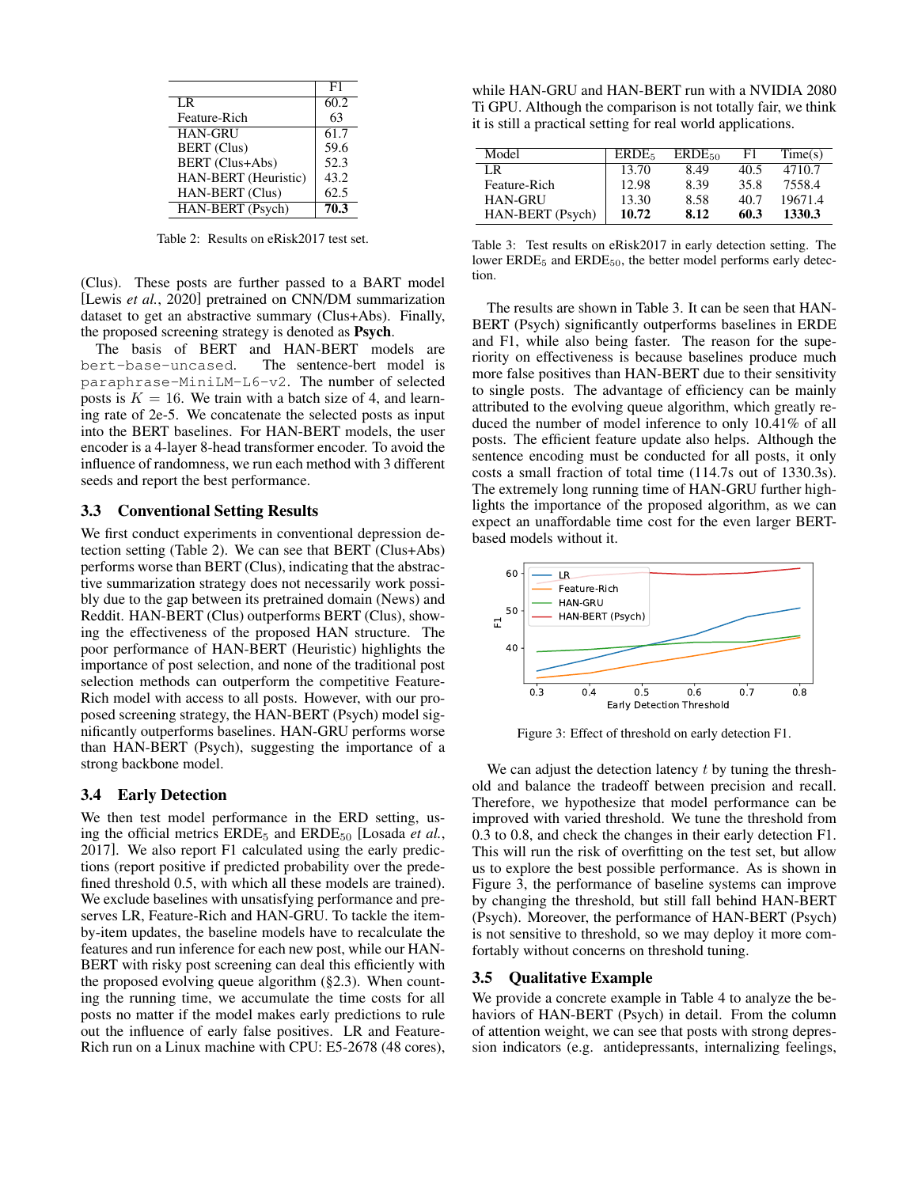| | F1 |
|---|---|
| LR | 60.2 |
| Feature-Rich | 63 |
| HAN-GRU | 61.7 |
| BERT (Clus) | 59.6 |
| BERT (Clus+Abs) | 52.3 |
| HAN-BERT (Heuristic) | 43.2 |
| HAN-BERT (Clus) | 62.5 |
| HAN-BERT (Psych) | **70.3** |

Table 2: Results on eRisk2017 test set.

(Clus). These posts are further passed to a BART model [Lewis *et al.*, 2020] pretrained on CNN/DM summarization dataset to get an abstractive summary (Clus+Abs). Finally, the proposed screening strategy is denoted as **Psych**.

The basis of BERT and HAN-BERT models are `bert-base-uncased`. The sentence-bert model is `paraphrase-MiniLM-L6-v2`. The number of selected posts is $K = 16$. We train with a batch size of 4, and learning rate of 2e-5. We concatenate the selected posts as input into the BERT baselines. For HAN-BERT models, the user encoder is a 4-layer 8-head transformer encoder. To avoid the influence of randomness, we run each method with 3 different seeds and report the best performance.

### 3.3 Conventional Setting Results

We first conduct experiments in conventional depression detection setting (Table 2). We can see that BERT (Clus+Abs) performs worse than BERT (Clus), indicating that the abstractive summarization strategy does not necessarily work possibly due to the gap between its pretrained domain (News) and Reddit. HAN-BERT (Clus) outperforms BERT (Clus), showing the effectiveness of the proposed HAN structure. The poor performance of HAN-BERT (Heuristic) highlights the importance of post selection, and none of the traditional post selection methods can outperform the competitive Feature-Rich model with access to all posts. However, with our proposed screening strategy, the HAN-BERT (Psych) model significantly outperforms baselines. HAN-GRU performs worse than HAN-BERT (Psych), suggesting the importance of a strong backbone model.

### 3.4 Early Detection

We then test model performance in the ERD setting, using the official metrics $ERDE_5$ and $ERDE_{50}$ [Losada *et al.*, 2017]. We also report F1 calculated using the early predictions (report positive if predicted probability over the predefined threshold 0.5, with which all these models are trained). We exclude baselines with unsatisfying performance and preserves LR, Feature-Rich and HAN-GRU. To tackle the item-by-item updates, the baseline models have to recalculate the features and run inference for each new post, while our HAN-BERT with risky post screening can deal this efficiently with the proposed evolving queue algorithm (§2.3). When counting the running time, we accumulate the time costs for all posts no matter if the model makes early predictions to rule out the influence of early false positives. LR and Feature-Rich run on a Linux machine with CPU: E5-2678 (48 cores), while HAN-GRU and HAN-BERT run with a NVIDIA 2080 Ti GPU. Although the comparison is not totally fair, we think it is still a practical setting for real world applications.

| Model | $ERDE_5$ | $ERDE_{50}$ | F1 | Time(s) |
|---|---|---|---|---|
| LR | 13.70 | 8.49 | 40.5 | 4710.7 |
| Feature-Rich | 12.98 | 8.39 | 35.8 | 7558.4 |
| HAN-GRU | 13.30 | 8.58 | 40.7 | 19671.4 |
| HAN-BERT (Psych) | **10.72** | **8.12** | **60.3** | **1330.3** |

Table 3: Test results on eRisk2017 in early detection setting. The lower $ERDE_5$ and $ERDE_{50}$, the better model performs early detection.

The results are shown in Table 3. It can be seen that HAN-BERT (Psych) significantly outperforms baselines in ERDE and F1, while also being faster. The reason for the superiority on effectiveness is because baselines produce much more false positives than HAN-BERT due to their sensitivity to single posts. The advantage of efficiency can be mainly attributed to the evolving queue algorithm, which greatly reduced the number of model inference to only 10.41% of all posts. The efficient feature update also helps. Although the sentence encoding must be conducted for all posts, it only costs a small fraction of total time (114.7s out of 1330.3s). The extremely long running time of HAN-GRU further highlights the importance of the proposed algorithm, as we can expect an unaffordable time cost for the even larger BERT-based models without it.

Figure 3: Effect of threshold on early detection F1.

We can adjust the detection latency $t$ by tuning the threshold and balance the tradeoff between precision and recall. Therefore, we hypothesize that model performance can be improved with varied threshold. We tune the threshold from 0.3 to 0.8, and check the changes in their early detection F1. This will run the risk of overfitting on the test set, but allow us to explore the best possible performance. As is shown in Figure 3, the performance of baseline systems can improve by changing the threshold, but still fall behind HAN-BERT (Psych). Moreover, the performance of HAN-BERT (Psych) is not sensitive to threshold, so we may deploy it more comfortably without concerns on threshold tuning.

### 3.5 Qualitative Example

We provide a concrete example in Table 4 to analyze the behaviors of HAN-BERT (Psych) in detail. From the column of attention weight, we can see that posts with strong depression indicators (e.g. antidepressants, internalizing feelings,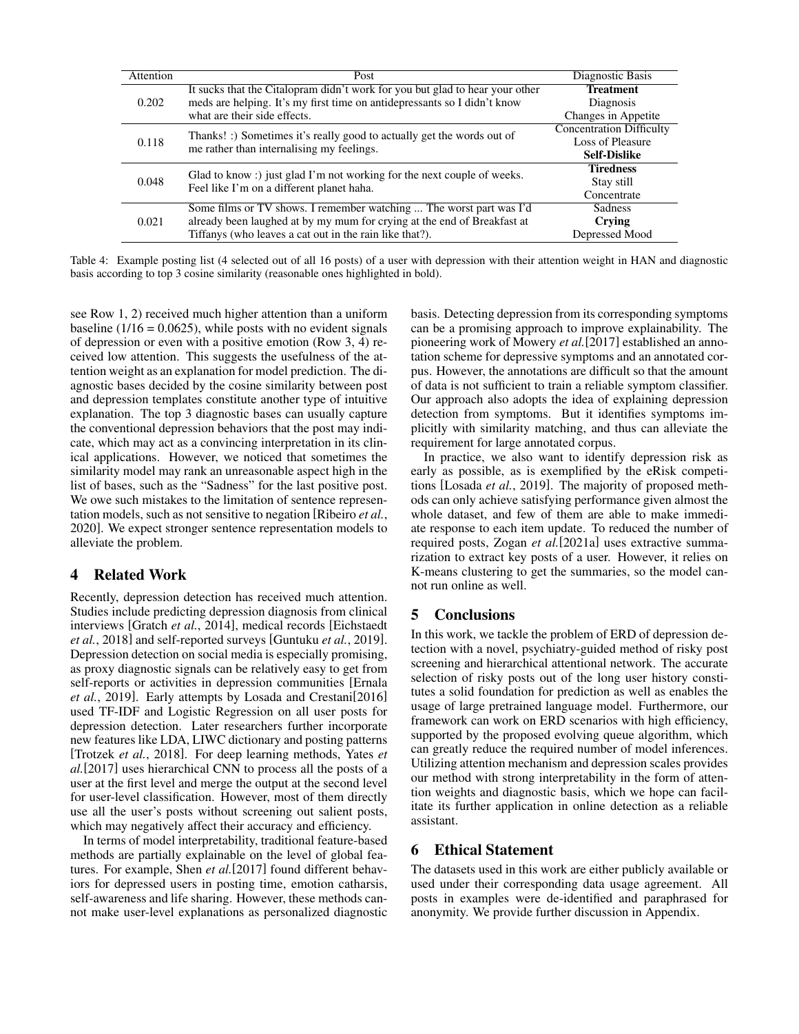| Attention | Post | Diagnostic Basis |
| --- | --- | --- |
| 0.202 | It sucks that the Citalopram didn't work for you but glad to hear your other meds are helping. It's my first time on antidepressants so I didn't know what are their side effects. | **Treatment**<br>Diagnosis<br>Changes in Appetite |
| 0.118 | Thanks! :) Sometimes it's really good to actually get the words out of me rather than internalising my feelings. | Concentration Difficulty<br>Loss of Pleasure<br>**Self-Dislike** |
| 0.048 | Glad to know :) just glad I'm not working for the next couple of weeks. Feel like I'm on a different planet haha. | **Tiredness**<br>Stay still<br>Concentrate |
| 0.021 | Some films or TV shows. I remember watching ... The worst part was I'd already been laughed at by my mum for crying at the end of Breakfast at Tiffanys (who leaves a cat out in the rain like that?). | Sadness<br>**Crying**<br>Depressed Mood |

Table 4: Example posting list (4 selected out of all 16 posts) of a user with depression with their attention weight in HAN and diagnostic basis according to top 3 cosine similarity (reasonable ones highlighted in bold).

see Row 1, 2) received much higher attention than a uniform baseline (1/16 = 0.0625), while posts with no evident signals of depression or even with a positive emotion (Row 3, 4) received low attention. This suggests the usefulness of the attention weight as an explanation for model prediction. The diagnostic bases decided by the cosine similarity between post and depression templates constitute another type of intuitive explanation. The top 3 diagnostic bases can usually capture the conventional depression behaviors that the post may indicate, which may act as a convincing interpretation in its clinical applications. However, we noticed that sometimes the similarity model may rank an unreasonable aspect high in the list of bases, such as the "Sadness" for the last positive post. We owe such mistakes to the limitation of sentence representation models, such as not sensitive to negation [Ribeiro *et al.*, 2020]. We expect stronger sentence representation models to alleviate the problem.

## 4 Related Work

Recently, depression detection has received much attention. Studies include predicting depression diagnosis from clinical interviews [Gratch *et al.*, 2014], medical records [Eichstaedt *et al.*, 2018] and self-reported surveys [Guntuku *et al.*, 2019]. Depression detection on social media is especially promising, as proxy diagnostic signals can be relatively easy to get from self-reports or activities in depression communities [Ernala *et al.*, 2019]. Early attempts by Losada and Crestani[2016] used TF-IDF and Logistic Regression on all user posts for depression detection. Later researchers further incorporate new features like LDA, LIWC dictionary and posting patterns [Trotzek *et al.*, 2018]. For deep learning methods, Yates *et al.*[2017] uses hierarchical CNN to process all the posts of a user at the first level and merge the output at the second level for user-level classification. However, most of them directly use all the user's posts without screening out salient posts, which may negatively affect their accuracy and efficiency.

In terms of model interpretability, traditional feature-based methods are partially explainable on the level of global features. For example, Shen *et al.*[2017] found different behaviors for depressed users in posting time, emotion catharsis, self-awareness and life sharing. However, these methods cannot make user-level explanations as personalized diagnostic basis. Detecting depression from its corresponding symptoms can be a promising approach to improve explainability. The pioneering work of Mowery *et al.*[2017] established an annotation scheme for depressive symptoms and an annotated corpus. However, the annotations are difficult so that the amount of data is not sufficient to train a reliable symptom classifier. Our approach also adopts the idea of explaining depression detection from symptoms. But it identifies symptoms implicitly with similarity matching, and thus can alleviate the requirement for large annotated corpus.

In practice, we also want to identify depression risk as early as possible, as is exemplified by the eRisk competitions [Losada *et al.*, 2019]. The majority of proposed methods can only achieve satisfying performance given almost the whole dataset, and few of them are able to make immediate response to each item update. To reduced the number of required posts, Zogan *et al.*[2021a] uses extractive summarization to extract key posts of a user. However, it relies on K-means clustering to get the summaries, so the model cannot run online as well.

## 5 Conclusions

In this work, we tackle the problem of ERD of depression detection with a novel, psychiatry-guided method of risky post screening and hierarchical attentional network. The accurate selection of risky posts out of the long user history constitutes a solid foundation for prediction as well as enables the usage of large pretrained language model. Furthermore, our framework can work on ERD scenarios with high efficiency, supported by the proposed evolving queue algorithm, which can greatly reduce the required number of model inferences. Utilizing attention mechanism and depression scales provides our method with strong interpretability in the form of attention weights and diagnostic basis, which we hope can facilitate its further application in online detection as a reliable assistant.

## 6 Ethical Statement

The datasets used in this work are either publicly available or used under their corresponding data usage agreement. All posts in examples were de-identified and paraphrased for anonymity. We provide further discussion in Appendix.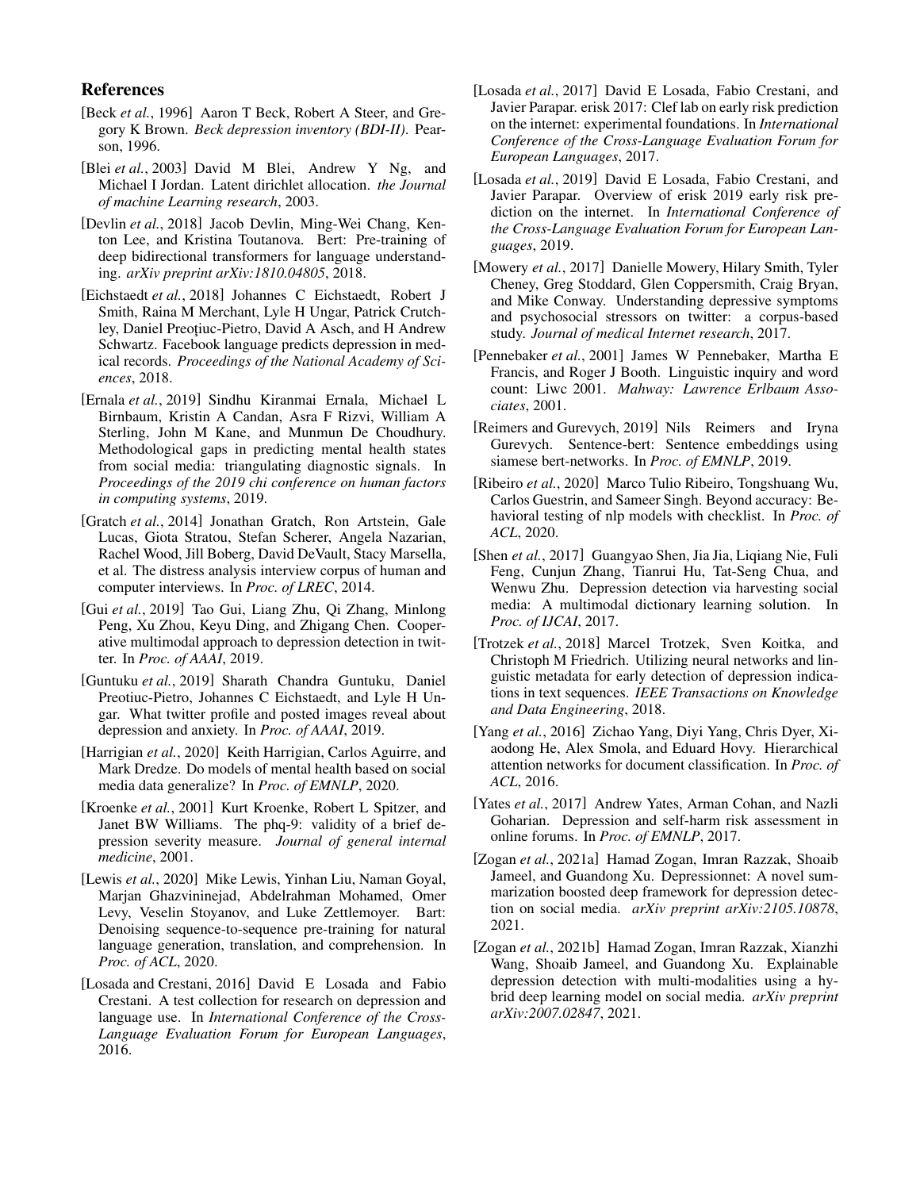## References

[Beck *et al.*, 1996] Aaron T Beck, Robert A Steer, and Gregory K Brown. *Beck depression inventory (BDI-II)*. Pearson, 1996.

[Blei *et al.*, 2003] David M Blei, Andrew Y Ng, and Michael I Jordan. Latent dirichlet allocation. *the Journal of machine Learning research*, 2003.

[Devlin *et al.*, 2018] Jacob Devlin, Ming-Wei Chang, Kenton Lee, and Kristina Toutanova. Bert: Pre-training of deep bidirectional transformers for language understanding. *arXiv preprint arXiv:1810.04805*, 2018.

[Eichstaedt *et al.*, 2018] Johannes C Eichstaedt, Robert J Smith, Raina M Merchant, Lyle H Ungar, Patrick Crutchley, Daniel Preoţiuc-Pietro, David A Asch, and H Andrew Schwartz. Facebook language predicts depression in medical records. *Proceedings of the National Academy of Sciences*, 2018.

[Ernala *et al.*, 2019] Sindhu Kiranmai Ernala, Michael L Birnbaum, Kristin A Candan, Asra F Rizvi, William A Sterling, John M Kane, and Munmun De Choudhury. Methodological gaps in predicting mental health states from social media: triangulating diagnostic signals. In *Proceedings of the 2019 chi conference on human factors in computing systems*, 2019.

[Gratch *et al.*, 2014] Jonathan Gratch, Ron Artstein, Gale Lucas, Giota Stratou, Stefan Scherer, Angela Nazarian, Rachel Wood, Jill Boberg, David DeVault, Stacy Marsella, et al. The distress analysis interview corpus of human and computer interviews. In *Proc. of LREC*, 2014.

[Gui *et al.*, 2019] Tao Gui, Liang Zhu, Qi Zhang, Minlong Peng, Xu Zhou, Keyu Ding, and Zhigang Chen. Cooperative multimodal approach to depression detection in twitter. In *Proc. of AAAI*, 2019.

[Guntuku *et al.*, 2019] Sharath Chandra Guntuku, Daniel Preotiuc-Pietro, Johannes C Eichstaedt, and Lyle H Ungar. What twitter profile and posted images reveal about depression and anxiety. In *Proc. of AAAI*, 2019.

[Harrigian *et al.*, 2020] Keith Harrigian, Carlos Aguirre, and Mark Dredze. Do models of mental health based on social media data generalize? In *Proc. of EMNLP*, 2020.

[Kroenke *et al.*, 2001] Kurt Kroenke, Robert L Spitzer, and Janet BW Williams. The phq-9: validity of a brief depression severity measure. *Journal of general internal medicine*, 2001.

[Lewis *et al.*, 2020] Mike Lewis, Yinhan Liu, Naman Goyal, Marjan Ghazvininejad, Abdelrahman Mohamed, Omer Levy, Veselin Stoyanov, and Luke Zettlemoyer. Bart: Denoising sequence-to-sequence pre-training for natural language generation, translation, and comprehension. In *Proc. of ACL*, 2020.

[Losada and Crestani, 2016] David E Losada and Fabio Crestani. A test collection for research on depression and language use. In *International Conference of the Cross-Language Evaluation Forum for European Languages*, 2016.

[Losada *et al.*, 2017] David E Losada, Fabio Crestani, and Javier Parapar. erisk 2017: Clef lab on early risk prediction on the internet: experimental foundations. In *International Conference of the Cross-Language Evaluation Forum for European Languages*, 2017.

[Losada *et al.*, 2019] David E Losada, Fabio Crestani, and Javier Parapar. Overview of erisk 2019 early risk prediction on the internet. In *International Conference of the Cross-Language Evaluation Forum for European Languages*, 2019.

[Mowery *et al.*, 2017] Danielle Mowery, Hilary Smith, Tyler Cheney, Greg Stoddard, Glen Coppersmith, Craig Bryan, and Mike Conway. Understanding depressive symptoms and psychosocial stressors on twitter: a corpus-based study. *Journal of medical Internet research*, 2017.

[Pennebaker *et al.*, 2001] James W Pennebaker, Martha E Francis, and Roger J Booth. Linguistic inquiry and word count: Liwc 2001. *Mahway: Lawrence Erlbaum Associates*, 2001.

[Reimers and Gurevych, 2019] Nils Reimers and Iryna Gurevych. Sentence-bert: Sentence embeddings using siamese bert-networks. In *Proc. of EMNLP*, 2019.

[Ribeiro *et al.*, 2020] Marco Tulio Ribeiro, Tongshuang Wu, Carlos Guestrin, and Sameer Singh. Beyond accuracy: Behavioral testing of nlp models with checklist. In *Proc. of ACL*, 2020.

[Shen *et al.*, 2017] Guangyao Shen, Jia Jia, Liqiang Nie, Fuli Feng, Cunjun Zhang, Tianrui Hu, Tat-Seng Chua, and Wenwu Zhu. Depression detection via harvesting social media: A multimodal dictionary learning solution. In *Proc. of IJCAI*, 2017.

[Trotzek *et al.*, 2018] Marcel Trotzek, Sven Koitka, and Christoph M Friedrich. Utilizing neural networks and linguistic metadata for early detection of depression indications in text sequences. *IEEE Transactions on Knowledge and Data Engineering*, 2018.

[Yang *et al.*, 2016] Zichao Yang, Diyi Yang, Chris Dyer, Xiaodong He, Alex Smola, and Eduard Hovy. Hierarchical attention networks for document classification. In *Proc. of ACL*, 2016.

[Yates *et al.*, 2017] Andrew Yates, Arman Cohan, and Nazli Goharian. Depression and self-harm risk assessment in online forums. In *Proc. of EMNLP*, 2017.

[Zogan *et al.*, 2021a] Hamad Zogan, Imran Razzak, Shoaib Jameel, and Guandong Xu. Depressionnet: A novel summarization boosted deep framework for depression detection on social media. *arXiv preprint arXiv:2105.10878*, 2021.

[Zogan *et al.*, 2021b] Hamad Zogan, Imran Razzak, Xianzhi Wang, Shoaib Jameel, and Guandong Xu. Explainable depression detection with multi-modalities using a hybrid deep learning model on social media. *arXiv preprint arXiv:2007.02847*, 2021.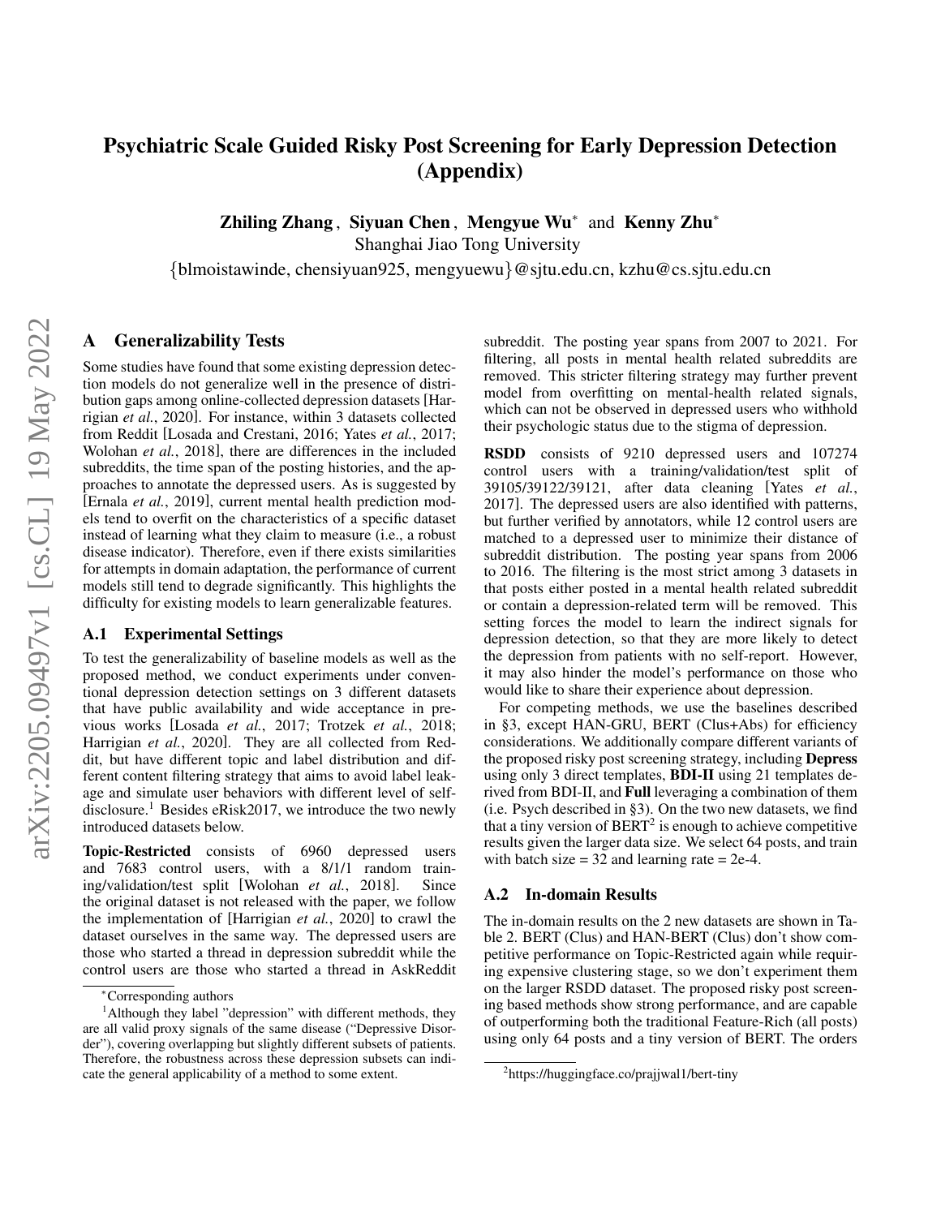# Psychiatric Scale Guided Risky Post Screening for Early Depression Detection (Appendix)

**Zhiling Zhang** , **Siyuan Chen** , **Mengyue Wu**[*] and **Kenny Zhu**[*]

Shanghai Jiao Tong University

{blmoistawinde, chensiyuan925, mengyuewu}@sjtu.edu.cn, kzhu@cs.sjtu.edu.cn

## A Generalizability Tests

Some studies have found that some existing depression detection models do not generalize well in the presence of distribution gaps among online-collected depression datasets [Harrigian *et al.*, 2020]. For instance, within 3 datasets collected from Reddit [Losada and Crestani, 2016; Yates *et al.*, 2017; Wolohan *et al.*, 2018], there are differences in the included subreddits, the time span of the posting histories, and the approaches to annotate the depressed users. As is suggested by [Ernala *et al.*, 2019], current mental health prediction models tend to overfit on the characteristics of a specific dataset instead of learning what they claim to measure (i.e., a robust disease indicator). Therefore, even if there exists similarities for attempts in domain adaptation, the performance of current models still tend to degrade significantly. This highlights the difficulty for existing models to learn generalizable features.

### A.1 Experimental Settings

To test the generalizability of baseline models as well as the proposed method, we conduct experiments under conventional depression detection settings on 3 different datasets that have public availability and wide acceptance in previous works [Losada *et al.*, 2017; Trotzek *et al.*, 2018; Harrigian *et al.*, 2020]. They are all collected from Reddit, but have different topic and label distribution and different content filtering strategy that aims to avoid label leakage and simulate user behaviors with different level of self-disclosure.[1] Besides eRisk2017, we introduce the two newly introduced datasets below.

**Topic-Restricted** consists of 6960 depressed users and 7683 control users, with a 8/1/1 random training/validation/test split [Wolohan *et al.*, 2018]. Since the original dataset is not released with the paper, we follow the implementation of [Harrigian *et al.*, 2020] to crawl the dataset ourselves in the same way. The depressed users are those who started a thread in depression subreddit while the control users are those who started a thread in AskReddit subreddit. The posting year spans from 2007 to 2021. For filtering, all posts in mental health related subreddits are removed. This stricter filtering strategy may further prevent model from overfitting on mental-health related signals, which can not be observed in depressed users who withhold their psychologic status due to the stigma of depression.

**RSDD** consists of 9210 depressed users and 107274 control users with a training/validation/test split of 39105/39122/39121, after data cleaning [Yates *et al.*, 2017]. The depressed users are also identified with patterns, but further verified by annotators, while 12 control users are matched to a depressed user to minimize their distance of subreddit distribution. The posting year spans from 2006 to 2016. The filtering is the most strict among 3 datasets in that posts either posted in a mental health related subreddit or contain a depression-related term will be removed. This setting forces the model to learn the indirect signals for depression detection, so that they are more likely to detect the depression from patients with no self-report. However, it may also hinder the model's performance on those who would like to share their experience about depression.

For competing methods, we use the baselines described in §3, except HAN-GRU, BERT (Clus+Abs) for efficiency considerations. We additionally compare different variants of the proposed risky post screening strategy, including **Depress** using only 3 direct templates, **BDI-II** using 21 templates derived from BDI-II, and **Full** leveraging a combination of them (i.e. Psych described in §3). On the two new datasets, we find that a tiny version of BERT[2] is enough to achieve competitive results given the larger data size. We select 64 posts, and train with batch size = 32 and learning rate = 2e-4.

### A.2 In-domain Results

The in-domain results on the 2 new datasets are shown in Table 2. BERT (Clus) and HAN-BERT (Clus) don't show competitive performance on Topic-Restricted again while requiring expensive clustering stage, so we don't experiment them on the larger RSDD dataset. The proposed risky post screening based methods show strong performance, and are capable of outperforming both the traditional Feature-Rich (all posts) using only 64 posts and a tiny version of BERT. The orders

[*] Corresponding authors

[1] Although they label "depression" with different methods, they are all valid proxy signals of the same disease ("Depressive Disorder"), covering overlapping but slightly different subsets of patients. Therefore, the robustness across these depression subsets can indicate the general applicability of a method to some extent.

[2] https://huggingface.co/prajjwal1/bert-tiny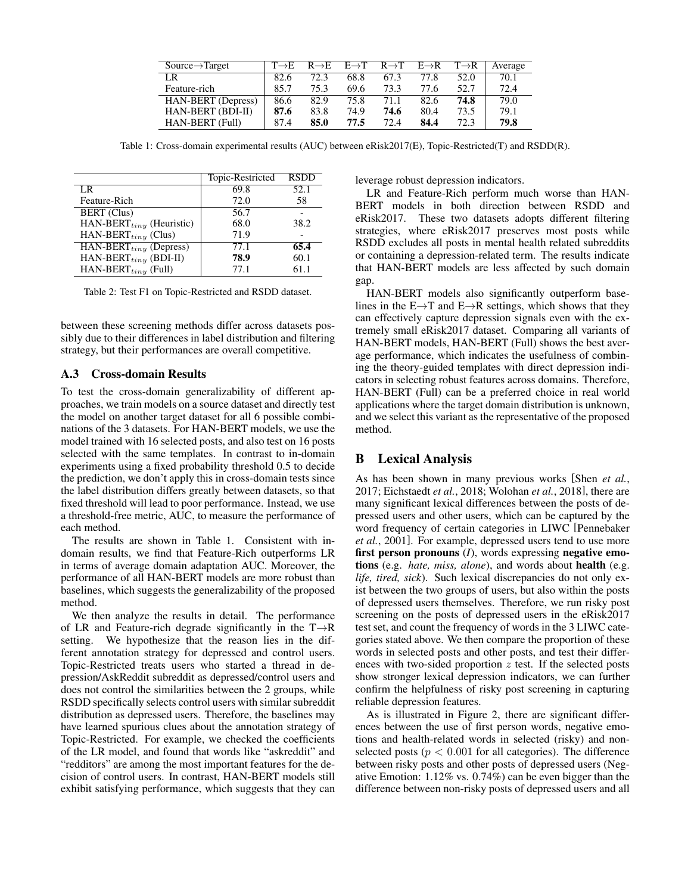| Source→Target | T→E | R→E | E→T | R→T | E→R | T→R | Average |
|---|---|---|---|---|---|---|---|
| LR | 82.6 | 72.3 | 68.8 | 67.3 | 77.8 | 52.0 | 70.1 |
| Feature-rich | 85.7 | 75.3 | 69.6 | 73.3 | 77.6 | 52.7 | 72.4 |
| HAN-BERT (Depress) | 86.6 | 82.9 | 75.8 | 71.1 | 82.6 | **74.8** | 79.0 |
| HAN-BERT (BDI-II) | **87.6** | 83.8 | 74.9 | **74.6** | 80.4 | 73.5 | 79.1 |
| HAN-BERT (Full) | 87.4 | **85.0** | **77.5** | 72.4 | **84.4** | 72.3 | **79.8** |

Table 1: Cross-domain experimental results (AUC) between eRisk2017(E), Topic-Restricted(T) and RSDD(R).

| | Topic-Restricted | RSDD |
|---|---|---|
| LR | 69.8 | 52.1 |
| Feature-Rich | 72.0 | 58 |
| BERT (Clus) | 56.7 | - |
| HAN-BERT$_{tiny}$ (Heuristic) | 68.0 | 38.2 |
| HAN-BERT$_{tiny}$ (Clus) | 71.9 | - |
| HAN-BERT$_{tiny}$ (Depress) | 77.1 | **65.4** |
| HAN-BERT$_{tiny}$ (BDI-II) | **78.9** | 60.1 |
| HAN-BERT$_{tiny}$ (Full) | 77.1 | 61.1 |

Table 2: Test F1 on Topic-Restricted and RSDD dataset.

between these screening methods differ across datasets possibly due to their differences in label distribution and filtering strategy, but their performances are overall competitive.

### A.3 Cross-domain Results

To test the cross-domain generalizability of different approaches, we train models on a source dataset and directly test the model on another target dataset for all 6 possible combinations of the 3 datasets. For HAN-BERT models, we use the model trained with 16 selected posts, and also test on 16 posts selected with the same templates. In contrast to in-domain experiments using a fixed probability threshold 0.5 to decide the prediction, we don't apply this in cross-domain tests since the label distribution differs greatly between datasets, so that fixed threshold will lead to poor performance. Instead, we use a threshold-free metric, AUC, to measure the performance of each method.

The results are shown in Table 1. Consistent with in-domain results, we find that Feature-Rich outperforms LR in terms of average domain adaptation AUC. Moreover, the performance of all HAN-BERT models are more robust than baselines, which suggests the generalizability of the proposed method.

We then analyze the results in detail. The performance of LR and Feature-rich degrade significantly in the T→R setting. We hypothesize that the reason lies in the different annotation strategy for depressed and control users. Topic-Restricted treats users who started a thread in depression/AskReddit subreddit as depressed/control users and does not control the similarities between the 2 groups, while RSDD specifically selects control users with similar subreddit distribution as depressed users. Therefore, the baselines may have learned spurious clues about the annotation strategy of Topic-Restricted. For example, we checked the coefficients of the LR model, and found that words like "askreddit" and "redditors" are among the most important features for the decision of control users. In contrast, HAN-BERT models still exhibit satisfying performance, which suggests that they can leverage robust depression indicators.

LR and Feature-Rich perform much worse than HAN-BERT models in both direction between RSDD and eRisk2017. These two datasets adopts different filtering strategies, where eRisk2017 preserves most posts while RSDD excludes all posts in mental health related subreddits or containing a depression-related term. The results indicate that HAN-BERT models are less affected by such domain gap.

HAN-BERT models also significantly outperform baselines in the E→T and E→R settings, which shows that they can effectively capture depression signals even with the extremely small eRisk2017 dataset. Comparing all variants of HAN-BERT models, HAN-BERT (Full) shows the best average performance, which indicates the usefulness of combining the theory-guided templates with direct depression indicators in selecting robust features across domains. Therefore, HAN-BERT (Full) can be a preferred choice in real world applications where the target domain distribution is unknown, and we select this variant as the representative of the proposed method.

## B Lexical Analysis

As has been shown in many previous works [Shen *et al.*, 2017; Eichstaedt *et al.*, 2018; Wolohan *et al.*, 2018], there are many significant lexical differences between the posts of depressed users and other users, which can be captured by the word frequency of certain categories in LIWC [Pennebaker *et al.*, 2001]. For example, depressed users tend to use more **first person pronouns** (*I*), words expressing **negative emotions** (e.g. *hate, miss, alone*), and words about **health** (e.g. *life, tired, sick*). Such lexical discrepancies do not only exist between the two groups of users, but also within the posts of depressed users themselves. Therefore, we run risky post screening on the posts of depressed users in the eRisk2017 test set, and count the frequency of words in the 3 LIWC categories stated above. We then compare the proportion of these words in selected posts and other posts, and test their differences with two-sided proportion $z$ test. If the selected posts show stronger lexical depression indicators, we can further confirm the helpfulness of risky post screening in capturing reliable depression features.

As is illustrated in Figure 2, there are significant differences between the use of first person words, negative emotions and health-related words in selected (risky) and non-selected posts ($p < 0.001$ for all categories). The difference between risky posts and other posts of depressed users (Negative Emotion: 1.12% vs. 0.74%) can be even bigger than the difference between non-risky posts of depressed users and all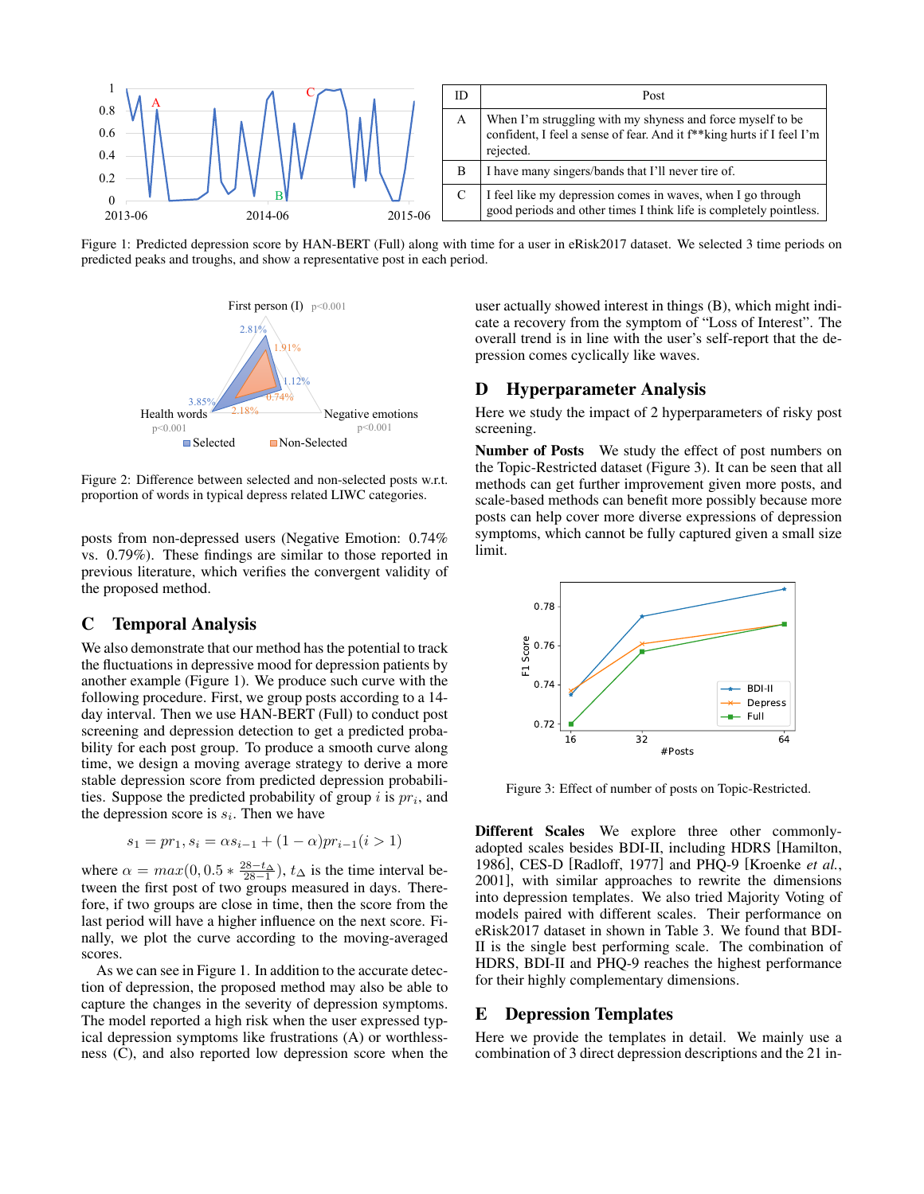| ID | Post |
|---|---|
| A | When I'm struggling with my shyness and force myself to be confident, I feel a sense of fear. And it f**king hurts if I feel I'm rejected. |
| B | I have many singers/bands that I'll never tire of. |
| C | I feel like my depression comes in waves, when I go through good periods and other times I think life is completely pointless. |

Figure 1: Predicted depression score by HAN-BERT (Full) along with time for a user in eRisk2017 dataset. We selected 3 time periods on predicted peaks and troughs, and show a representative post in each period.

Figure 2: Difference between selected and non-selected posts w.r.t. proportion of words in typical depress related LIWC categories.

posts from non-depressed users (Negative Emotion: 0.74% vs. 0.79%). These findings are similar to those reported in previous literature, which verifies the convergent validity of the proposed method.

## C Temporal Analysis

We also demonstrate that our method has the potential to track the fluctuations in depressive mood for depression patients by another example (Figure 1). We produce such curve with the following procedure. First, we group posts according to a 14-day interval. Then we use HAN-BERT (Full) to conduct post screening and depression detection to get a predicted probability for each post group. To produce a smooth curve along time, we design a moving average strategy to derive a more stable depression score from predicted depression probabilities. Suppose the predicted probability of group $i$ is $pr_i$, and the depression score is $s_i$. Then we have

$$s_1 = pr_1, s_i = \alpha s_{i-1} + (1 - \alpha)pr_{i-1}(i > 1)$$

where $\alpha = max(0, 0.5 * \frac{28 - t_\Delta}{28 - 1})$, $t_\Delta$ is the time interval between the first post of two groups measured in days. Therefore, if two groups are close in time, then the score from the last period will have a higher influence on the next score. Finally, we plot the curve according to the moving-averaged scores.

As we can see in Figure 1. In addition to the accurate detection of depression, the proposed method may also be able to capture the changes in the severity of depression symptoms. The model reported a high risk when the user expressed typical depression symptoms like frustrations (A) or worthlessness (C), and also reported low depression score when the user actually showed interest in things (B), which might indicate a recovery from the symptom of "Loss of Interest". The overall trend is in line with the user's self-report that the depression comes cyclically like waves.

## D Hyperparameter Analysis

Here we study the impact of 2 hyperparameters of risky post screening.

**Number of Posts** We study the effect of post numbers on the Topic-Restricted dataset (Figure 3). It can be seen that all methods can get further improvement given more posts, and scale-based methods can benefit more possibly because more posts can help cover more diverse expressions of depression symptoms, which cannot be fully captured given a small size limit.

Figure 3: Effect of number of posts on Topic-Restricted.

**Different Scales** We explore three other commonly-adopted scales besides BDI-II, including HDRS [Hamilton, 1986], CES-D [Radloff, 1977] and PHQ-9 [Kroenke *et al.*, 2001], with similar approaches to rewrite the dimensions into depression templates. We also tried Majority Voting of models paired with different scales. Their performance on eRisk2017 dataset in shown in Table 3. We found that BDI-II is the single best performing scale. The combination of HDRS, BDI-II and PHQ-9 reaches the highest performance for their highly complementary dimensions.

## E Depression Templates

Here we provide the templates in detail. We mainly use a combination of 3 direct depression descriptions and the 21 in-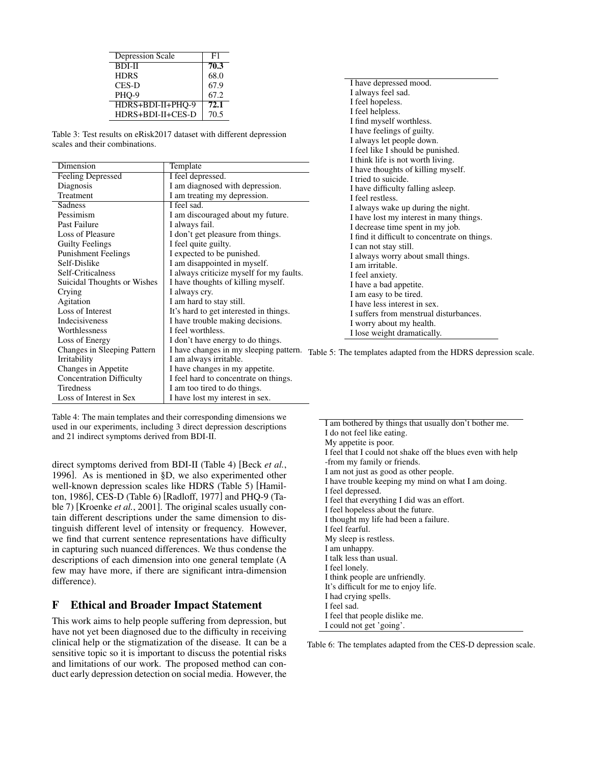| Depression Scale | F1 |
| --- | --- |
| BDI-II | **70.3** |
| HDRS | 68.0 |
| CES-D | 67.9 |
| PHQ-9 | 67.2 |
| HDRS+BDI-II+PHQ-9 | **72.1** |
| HDRS+BDI-II+CES-D | 70.5 |

Table 3: Test results on eRisk2017 dataset with different depression scales and their combinations.

| Dimension | Template |
| --- | --- |
| Feeling Depressed | I feel depressed. |
| Diagnosis | I am diagnosed with depression. |
| Treatment | I am treating my depression. |
| Sadness | I feel sad. |
| Pessimism | I am discouraged about my future. |
| Past Failure | I always fail. |
| Loss of Pleasure | I don't get pleasure from things. |
| Guilty Feelings | I feel quite guilty. |
| Punishment Feelings | I expected to be punished. |
| Self-Dislike | I am disappointed in myself. |
| Self-Criticalness | I always criticize myself for my faults. |
| Suicidal Thoughts or Wishes | I have thoughts of killing myself. |
| Crying | I always cry. |
| Agitation | I am hard to stay still. |
| Loss of Interest | It's hard to get interested in things. |
| Indecisiveness | I have trouble making decisions. |
| Worthlessness | I feel worthless. |
| Loss of Energy | I don't have energy to do things. |
| Changes in Sleeping Pattern | I have changes in my sleeping pattern. |
| Irritability | I am always irritable. |
| Changes in Appetite | I have changes in my appetite. |
| Concentration Difficulty | I feel hard to concentrate on things. |
| Tiredness | I am too tired to do things. |
| Loss of Interest in Sex | I have lost my interest in sex. |

Table 4: The main templates and their corresponding dimensions we used in our experiments, including 3 direct depression descriptions and 21 indirect symptoms derived from BDI-II.

direct symptoms derived from BDI-II (Table 4) [Beck *et al.*, 1996]. As is mentioned in §D, we also experimented other well-known depression scales like HDRS (Table 5) [Hamilton, 1986], CES-D (Table 6) [Radloff, 1977] and PHQ-9 (Table 7) [Kroenke *et al.*, 2001]. The original scales usually contain different descriptions under the same dimension to distinguish different level of intensity or frequency. However, we find that current sentence representations have difficulty in capturing such nuanced differences. We thus condense the descriptions of each dimension into one general template (A few may have more, if there are significant intra-dimension difference).

## F Ethical and Broader Impact Statement

This work aims to help people suffering from depression, but have not yet been diagnosed due to the difficulty in receiving clinical help or the stigmatization of the disease. It can be a sensitive topic so it is important to discuss the potential risks and limitations of our work. The proposed method can conduct early depression detection on social media. However, the

| |
| --- |
| I have depressed mood. |
| I always feel sad. |
| I feel hopeless. |
| I feel helpless. |
| I find myself worthless. |
| I have feelings of guilty. |
| I always let people down. |
| I feel like I should be punished. |
| I think life is not worth living. |
| I have thoughts of killing myself. |
| I tried to suicide. |
| I have difficulty falling asleep. |
| I feel restless. |
| I always wake up during the night. |
| I have lost my interest in many things. |
| I decrease time spent in my job. |
| I find it difficult to concentrate on things. |
| I can not stay still. |
| I always worry about small things. |
| I am irritable. |
| I feel anxiety. |
| I have a bad appetite. |
| I am easy to be tired. |
| I have less interest in sex. |
| I suffers from menstrual disturbances. |
| I worry about my health. |
| I lose weight dramatically. |

Table 5: The templates adapted from the HDRS depression scale.

| |
| --- |
| I am bothered by things that usually don't bother me. |
| I do not feel like eating. |
| My appetite is poor. |
| I feel that I could not shake off the blues even with help -from my family or friends. |
| I am not just as good as other people. |
| I have trouble keeping my mind on what I am doing. |
| I feel depressed. |
| I feel that everything I did was an effort. |
| I feel hopeless about the future. |
| I thought my life had been a failure. |
| I feel fearful. |
| My sleep is restless. |
| I am unhappy. |
| I talk less than usual. |
| I feel lonely. |
| I think people are unfriendly. |
| It's difficult for me to enjoy life. |
| I had crying spells. |
| I feel sad. |
| I feel that people dislike me. |
| I could not get 'going'. |

Table 6: The templates adapted from the CES-D depression scale.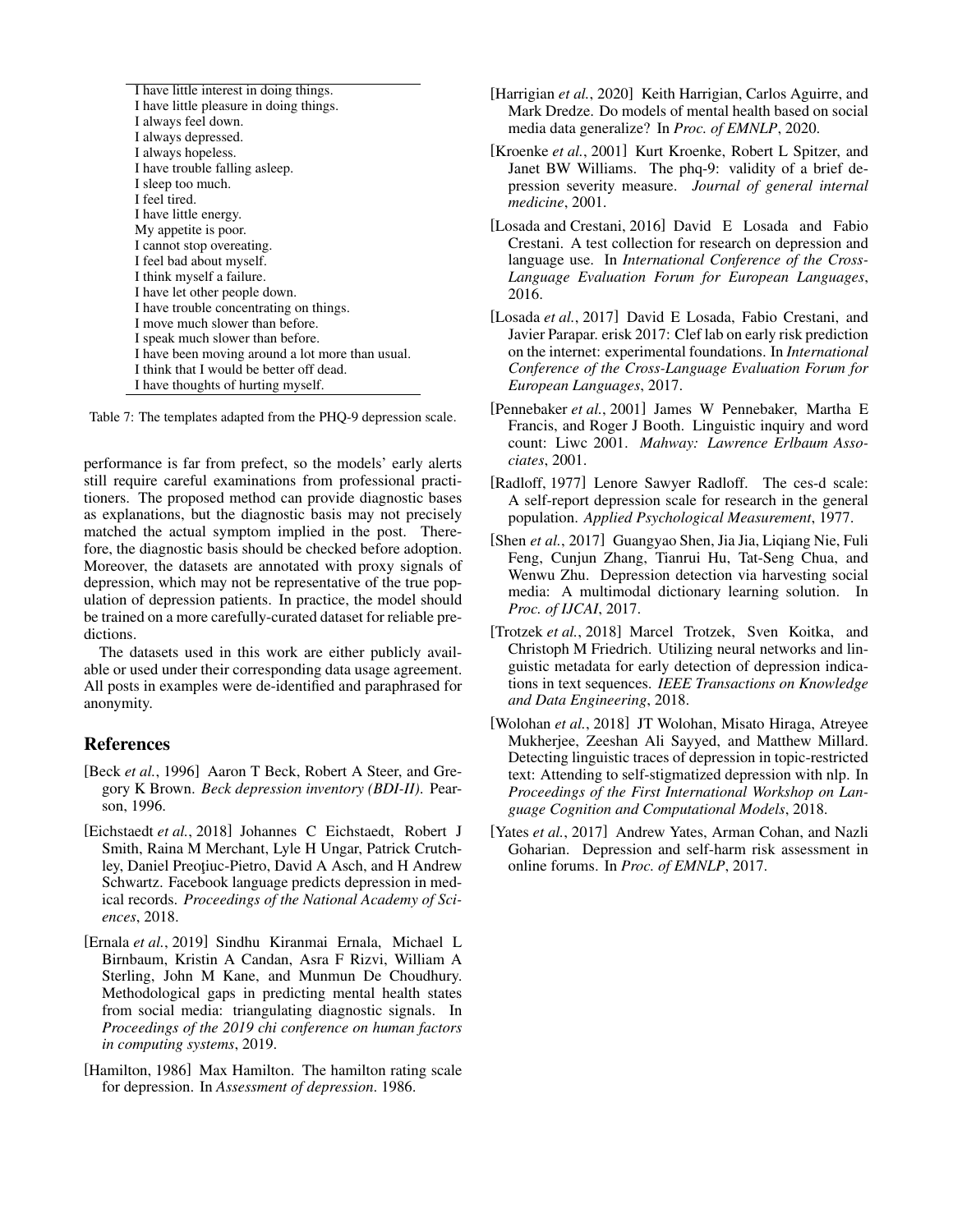| |
|---|
| I have little interest in doing things. |
| I have little pleasure in doing things. |
| I always feel down. |
| I always depressed. |
| I always hopeless. |
| I have trouble falling asleep. |
| I sleep too much. |
| I feel tired. |
| I have little energy. |
| My appetite is poor. |
| I cannot stop overeating. |
| I feel bad about myself. |
| I think myself a failure. |
| I have let other people down. |
| I have trouble concentrating on things. |
| I move much slower than before. |
| I speak much slower than before. |
| I have been moving around a lot more than usual. |
| I think that I would be better off dead. |
| I have thoughts of hurting myself. |

Table 7: The templates adapted from the PHQ-9 depression scale.

performance is far from prefect, so the models' early alerts still require careful examinations from professional practitioners. The proposed method can provide diagnostic bases as explanations, but the diagnostic basis may not precisely matched the actual symptom implied in the post. Therefore, the diagnostic basis should be checked before adoption. Moreover, the datasets are annotated with proxy signals of depression, which may not be representative of the true population of depression patients. In practice, the model should be trained on a more carefully-curated dataset for reliable predictions.

The datasets used in this work are either publicly available or used under their corresponding data usage agreement. All posts in examples were de-identified and paraphrased for anonymity.

## References

[Beck *et al.*, 1996] Aaron T Beck, Robert A Steer, and Gregory K Brown. *Beck depression inventory (BDI-II)*. Pearson, 1996.

[Eichstaedt *et al.*, 2018] Johannes C Eichstaedt, Robert J Smith, Raina M Merchant, Lyle H Ungar, Patrick Crutchley, Daniel Preoţiuc-Pietro, David A Asch, and H Andrew Schwartz. Facebook language predicts depression in medical records. *Proceedings of the National Academy of Sciences*, 2018.

[Ernala *et al.*, 2019] Sindhu Kiranmai Ernala, Michael L Birnbaum, Kristin A Candan, Asra F Rizvi, William A Sterling, John M Kane, and Munmun De Choudhury. Methodological gaps in predicting mental health states from social media: triangulating diagnostic signals. In *Proceedings of the 2019 chi conference on human factors in computing systems*, 2019.

[Hamilton, 1986] Max Hamilton. The hamilton rating scale for depression. In *Assessment of depression*. 1986.

[Harrigian *et al.*, 2020] Keith Harrigian, Carlos Aguirre, and Mark Dredze. Do models of mental health based on social media data generalize? In *Proc. of EMNLP*, 2020.

[Kroenke *et al.*, 2001] Kurt Kroenke, Robert L Spitzer, and Janet BW Williams. The phq-9: validity of a brief depression severity measure. *Journal of general internal medicine*, 2001.

[Losada and Crestani, 2016] David E Losada and Fabio Crestani. A test collection for research on depression and language use. In *International Conference of the Cross-Language Evaluation Forum for European Languages*, 2016.

[Losada *et al.*, 2017] David E Losada, Fabio Crestani, and Javier Parapar. erisk 2017: Clef lab on early risk prediction on the internet: experimental foundations. In *International Conference of the Cross-Language Evaluation Forum for European Languages*, 2017.

[Pennebaker *et al.*, 2001] James W Pennebaker, Martha E Francis, and Roger J Booth. Linguistic inquiry and word count: Liwc 2001. *Mahway: Lawrence Erlbaum Associates*, 2001.

[Radloff, 1977] Lenore Sawyer Radloff. The ces-d scale: A self-report depression scale for research in the general population. *Applied Psychological Measurement*, 1977.

[Shen *et al.*, 2017] Guangyao Shen, Jia Jia, Liqiang Nie, Fuli Feng, Cunjun Zhang, Tianrui Hu, Tat-Seng Chua, and Wenwu Zhu. Depression detection via harvesting social media: A multimodal dictionary learning solution. In *Proc. of IJCAI*, 2017.

[Trotzek *et al.*, 2018] Marcel Trotzek, Sven Koitka, and Christoph M Friedrich. Utilizing neural networks and linguistic metadata for early detection of depression indications in text sequences. *IEEE Transactions on Knowledge and Data Engineering*, 2018.

[Wolohan *et al.*, 2018] JT Wolohan, Misato Hiraga, Atreyee Mukherjee, Zeeshan Ali Sayyed, and Matthew Millard. Detecting linguistic traces of depression in topic-restricted text: Attending to self-stigmatized depression with nlp. In *Proceedings of the First International Workshop on Language Cognition and Computational Models*, 2018.

[Yates *et al.*, 2017] Andrew Yates, Arman Cohan, and Nazli Goharian. Depression and self-harm risk assessment in online forums. In *Proc. of EMNLP*, 2017.